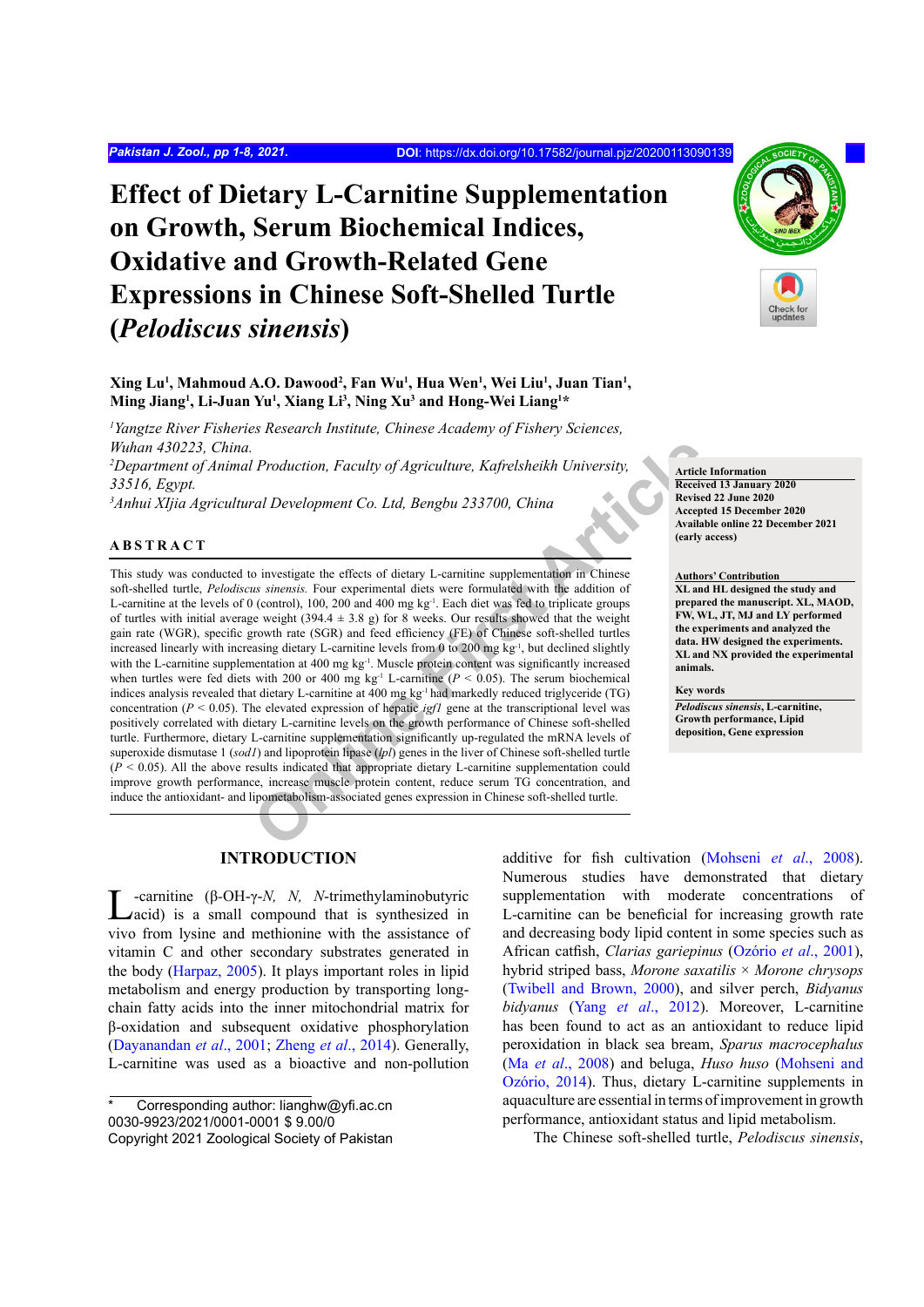# Effect of Dietary L-Carnitine Supplementation on Growth, Serum Biochemical Indices, Oxidative and Growth-Related Gene Expressions in Chinese Soft-Shelled Turtle (*Pelodiscus sinensis*)

**Xing Lu[1], Mahmoud A.O. Dawood[2], Fan Wu[1], Hua Wen[1], Wei Liu[1], Juan Tian[1], Ming Jiang[1], Li-Juan Yu[1], Xiang Li[3], Ning Xu[3] and Hong-Wei Liang[1]***

*[1]Yangtze River Fisheries Research Institute, Chinese Academy of Fishery Sciences, Wuhan 430223, China.*
*[2]Department of Animal Production, Faculty of Agriculture, Kafrelsheikh University, 33516, Egypt.*
*[3]Anhui XIjia Agricultural Development Co. Ltd, Bengbu 233700, China*

**Article Information**
Received 13 January 2020
Revised 22 June 2020
Accepted 15 December 2020
Available online 22 December 2021 (early access)

**Authors' Contribution**
XL and HL designed the study and prepared the manuscript. XL, MAOD, FW, WL, JT, MJ and LY performed the experiments and analyzed the data. HW designed the experiments. XL and NX provided the experimental animals.

**Key words**
*Pelodiscus sinensis*, L-carnitine, Growth performance, Lipid deposition, Gene expression

## ABSTRACT

This study was conducted to investigate the effects of dietary L-carnitine supplementation in Chinese soft-shelled turtle, *Pelodiscus sinensis.* Four experimental diets were formulated with the addition of L-carnitine at the levels of 0 (control), 100, 200 and 400 mg kg$^{-1}$. Each diet was fed to triplicate groups of turtles with initial average weight (394.4 ± 3.8 g) for 8 weeks. Our results showed that the weight gain rate (WGR), specific growth rate (SGR) and feed efficiency (FE) of Chinese soft-shelled turtles increased linearly with increasing dietary L-carnitine levels from 0 to 200 mg kg$^{-1}$, but declined slightly with the L-carnitine supplementation at 400 mg kg$^{-1}$. Muscle protein content was significantly increased when turtles were fed diets with 200 or 400 mg kg$^{-1}$ L-carnitine ($P < 0.05$). The serum biochemical indices analysis revealed that dietary L-carnitine at 400 mg kg$^{-1}$ had markedly reduced triglyceride (TG) concentration ($P < 0.05$). The elevated expression of hepatic *igf1* gene at the transcriptional level was positively correlated with dietary L-carnitine levels on the growth performance of Chinese soft-shelled turtle. Furthermore, dietary L-carnitine supplementation significantly up-regulated the mRNA levels of superoxide dismutase 1 (*sod1*) and lipoprotein lipase (*lpl*) genes in the liver of Chinese soft-shelled turtle ($P < 0.05$). All the above results indicated that appropriate dietary L-carnitine supplementation could improve growth performance, increase muscle protein content, reduce serum TG concentration, and induce the antioxidant- and lipometabolism-associated genes expression in Chinese soft-shelled turtle.

## INTRODUCTION

L-carnitine (β-OH-γ-*N, N, N*-trimethylaminobutyric acid) is a small compound that is synthesized in vivo from lysine and methionine with the assistance of vitamin C and other secondary substrates generated in the body (Harpaz, 2005). It plays important roles in lipid metabolism and energy production by transporting long-chain fatty acids into the inner mitochondrial matrix for β-oxidation and subsequent oxidative phosphorylation (Dayanandan *et al*., 2001; Zheng *et al*., 2014). Generally, L-carnitine was used as a bioactive and non-pollution additive for fish cultivation (Mohseni *et al*., 2008). Numerous studies have demonstrated that dietary supplementation with moderate concentrations of L-carnitine can be beneficial for increasing growth rate and decreasing body lipid content in some species such as African catfish, *Clarias gariepinus* (Ozório *et al*., 2001), hybrid striped bass, *Morone saxatilis* × *Morone chrysops* (Twibell and Brown, 2000), and silver perch, *Bidyanus bidyanus* (Yang *et al*., 2012). Moreover, L-carnitine has been found to act as an antioxidant to reduce lipid peroxidation in black sea bream, *Sparus macrocephalus* (Ma *et al*., 2008) and beluga, *Huso huso* (Mohseni and Ozório, 2014). Thus, dietary L-carnitine supplements in aquaculture are essential in terms of improvement in growth performance, antioxidant status and lipid metabolism.

The Chinese soft-shelled turtle, *Pelodiscus sinensis*,

\* Corresponding author: lianghw@yfi.ac.cn
0030-9923/2021/0001-0001 $ 9.00/0
Copyright 2021 Zoological Society of Pakistan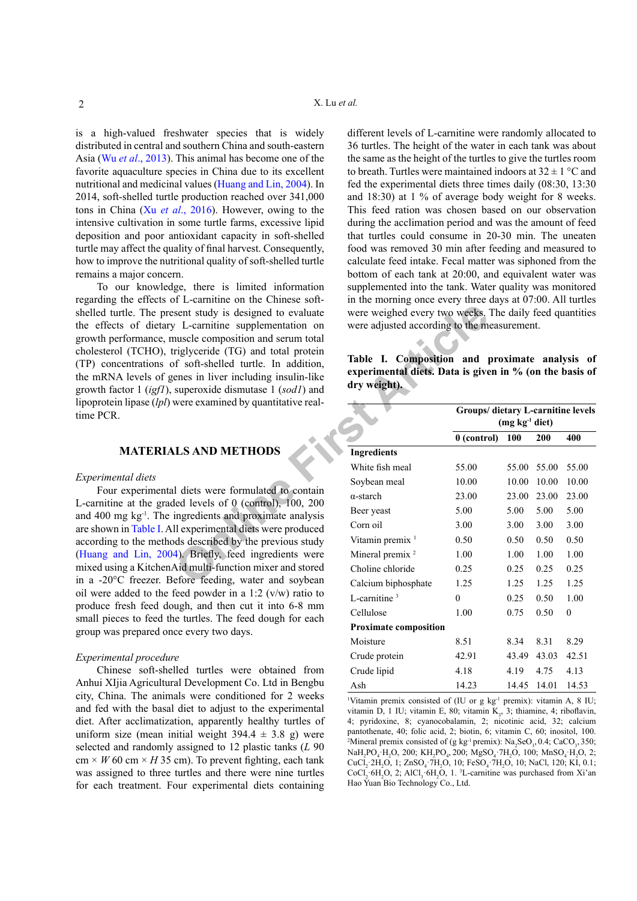is a high-valued freshwater species that is widely distributed in central and southern China and south-eastern Asia (Wu *et al*., 2013). This animal has become one of the favorite aquaculture species in China due to its excellent nutritional and medicinal values (Huang and Lin, 2004). In 2014, soft-shelled turtle production reached over 341,000 tons in China (Xu *et al*., 2016). However, owing to the intensive cultivation in some turtle farms, excessive lipid deposition and poor antioxidant capacity in soft-shelled turtle may affect the quality of final harvest. Consequently, how to improve the nutritional quality of soft-shelled turtle remains a major concern.

To our knowledge, there is limited information regarding the effects of L-carnitine on the Chinese soft-shelled turtle. The present study is designed to evaluate the effects of dietary L-carnitine supplementation on growth performance, muscle composition and serum total cholesterol (TCHO), triglyceride (TG) and total protein (TP) concentrations of soft-shelled turtle. In addition, the mRNA levels of genes in liver including insulin-like growth factor 1 (*igf1*), superoxide dismutase 1 (*sod1*) and lipoprotein lipase (*lpl*) were examined by quantitative real-time PCR.

## MATERIALS AND METHODS

### *Experimental diets*

Four experimental diets were formulated to contain L-carnitine at the graded levels of 0 (control), 100, 200 and 400 mg kg$^{-1}$. The ingredients and proximate analysis are shown in Table I. All experimental diets were produced according to the methods described by the previous study (Huang and Lin, 2004). Briefly, feed ingredients were mixed using a KitchenAid multi-function mixer and stored in a -20°C freezer. Before feeding, water and soybean oil were added to the feed powder in a 1:2 (v/w) ratio to produce fresh feed dough, and then cut it into 6-8 mm small pieces to feed the turtles. The feed dough for each group was prepared once every two days.

### *Experimental procedure*

Chinese soft-shelled turtles were obtained from Anhui XIjia Agricultural Development Co. Ltd in Bengbu city, China. The animals were conditioned for 2 weeks and fed with the basal diet to adjust to the experimental diet. After acclimatization, apparently healthy turtles of uniform size (mean initial weight 394.4 ± 3.8 g) were selected and randomly assigned to 12 plastic tanks ($L$ 90 cm × $W$ 60 cm × $H$ 35 cm). To prevent fighting, each tank was assigned to three turtles and there were nine turtles for each treatment. Four experimental diets containing different levels of L-carnitine were randomly allocated to 36 turtles. The height of the water in each tank was about the same as the height of the turtles to give the turtles room to breath. Turtles were maintained indoors at 32 ± 1 °C and fed the experimental diets three times daily (08:30, 13:30 and 18:30) at 1 % of average body weight for 8 weeks. This feed ration was chosen based on our observation during the acclimation period and was the amount of feed that turtles could consume in 20-30 min. The uneaten food was removed 30 min after feeding and measured to calculate feed intake. Fecal matter was siphoned from the bottom of each tank at 20:00, and equivalent water was supplemented into the tank. Water quality was monitored in the morning once every three days at 07:00. All turtles were weighed every two weeks. The daily feed quantities were adjusted according to the measurement.

**Table I. Composition and proximate analysis of experimental diets. Data is given in % (on the basis of dry weight).**

| | Groups/ dietary L-carnitine levels (mg kg$^{-1}$ diet) | | | |
|---|---|---|---|---|
| | **0 (control)** | **100** | **200** | **400** |
| **Ingredients** | | | | |
| White fish meal | 55.00 | 55.00 | 55.00 | 55.00 |
| Soybean meal | 10.00 | 10.00 | 10.00 | 10.00 |
| α-starch | 23.00 | 23.00 | 23.00 | 23.00 |
| Beer yeast | 5.00 | 5.00 | 5.00 | 5.00 |
| Corn oil | 3.00 | 3.00 | 3.00 | 3.00 |
| Vitamin premix [1] | 0.50 | 0.50 | 0.50 | 0.50 |
| Mineral premix [2] | 1.00 | 1.00 | 1.00 | 1.00 |
| Choline chloride | 0.25 | 0.25 | 0.25 | 0.25 |
| Calcium biphosphate | 1.25 | 1.25 | 1.25 | 1.25 |
| L-carnitine [3] | 0 | 0.25 | 0.50 | 1.00 |
| Cellulose | 1.00 | 0.75 | 0.50 | 0 |
| **Proximate composition** | | | | |
| Moisture | 8.51 | 8.34 | 8.31 | 8.29 |
| Crude protein | 42.91 | 43.49 | 43.03 | 42.51 |
| Crude lipid | 4.18 | 4.19 | 4.75 | 4.13 |
| Ash | 14.23 | 14.45 | 14.01 | 14.53 |

[1]Vitamin premix consisted of (IU or g kg$^{-1}$ premix): vitamin A, 8 IU; vitamin D, 1 IU; vitamin E, 80; vitamin $K_3$, 3; thiamine, 4; riboflavin, 4; pyridoxine, 8; cyanocobalamin, 2; nicotinic acid, 32; calcium pantothenate, 40; folic acid, 2; biotin, 6; vitamin C, 60; inositol, 100. [2]Mineral premix consisted of (g kg$^{-1}$ premix): $Na_2SeO_3$, 0.4; $CaCO_3$, 350; $NaH_2PO_4{\cdot}H_2O$, 200; $KH_2PO_4$, 200; $MgSO_4{\cdot}7H_2O$, 100; $MnSO_4{\cdot}H_2O$, 2; $CuCl_2{\cdot}2H_2O$, 1; $ZnSO_4{\cdot}7H_2O$, 10; $FeSO_4{\cdot}7H_2O$, 10; NaCl, 120; KI, 0.1; $CoCl_2{\cdot}6H_2O$, 2; $AlCl_3{\cdot}6H_2O$, 1. [3]L-carnitine was purchased from Xi'an Hao Yuan Bio Technology Co., Ltd.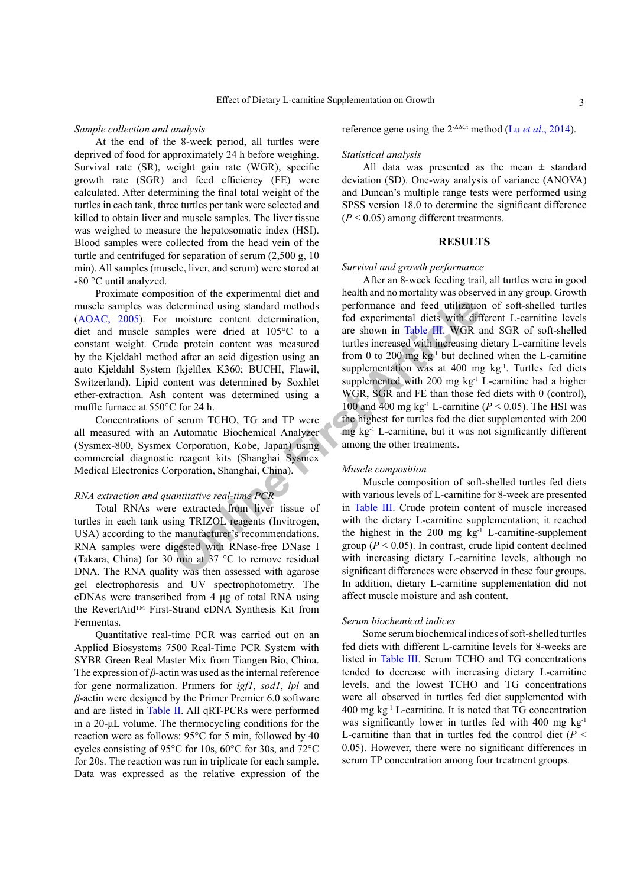*Sample collection and analysis*

At the end of the 8-week period, all turtles were deprived of food for approximately 24 h before weighing. Survival rate (SR), weight gain rate (WGR), specific growth rate (SGR) and feed efficiency (FE) were calculated. After determining the final total weight of the turtles in each tank, three turtles per tank were selected and killed to obtain liver and muscle samples. The liver tissue was weighed to measure the hepatosomatic index (HSI). Blood samples were collected from the head vein of the turtle and centrifuged for separation of serum (2,500 g, 10 min). All samples (muscle, liver, and serum) were stored at -80 °C until analyzed.

Proximate composition of the experimental diet and muscle samples was determined using standard methods (AOAC, 2005). For moisture content determination, diet and muscle samples were dried at 105°C to a constant weight. Crude protein content was measured by the Kjeldahl method after an acid digestion using an auto Kjeldahl System (kjelflex K360; BUCHI, Flawil, Switzerland). Lipid content was determined by Soxhlet ether-extraction. Ash content was determined using a muffle furnace at 550°C for 24 h.

Concentrations of serum TCHO, TG and TP were all measured with an Automatic Biochemical Analyzer (Sysmex-800, Sysmex Corporation, Kobe, Japan) using commercial diagnostic reagent kits (Shanghai Sysmex Medical Electronics Corporation, Shanghai, China).

*RNA extraction and quantitative real-time PCR*

Total RNAs were extracted from liver tissue of turtles in each tank using TRIZOL reagents (Invitrogen, USA) according to the manufacturer's recommendations. RNA samples were digested with RNase-free DNase I (Takara, China) for 30 min at 37 °C to remove residual DNA. The RNA quality was then assessed with agarose gel electrophoresis and UV spectrophotometry. The cDNAs were transcribed from 4 μg of total RNA using the RevertAid™ First-Strand cDNA Synthesis Kit from Fermentas.

Quantitative real-time PCR was carried out on an Applied Biosystems 7500 Real-Time PCR System with SYBR Green Real Master Mix from Tiangen Bio, China. The expression of *β*-actin was used as the internal reference for gene normalization. Primers for *igf1*, *sod1*, *lpl* and *β*-actin were designed by the Primer Premier 6.0 software and are listed in Table II. All qRT-PCRs were performed in a 20-μL volume. The thermocycling conditions for the reaction were as follows: 95°C for 5 min, followed by 40 cycles consisting of 95°C for 10s, 60°C for 30s, and 72°C for 20s. The reaction was run in triplicate for each sample. Data was expressed as the relative expression of the reference gene using the $2^{-\Delta\Delta Ct}$ method (Lu *et al*., 2014).

*Statistical analysis*

All data was presented as the mean ± standard deviation (SD). One-way analysis of variance (ANOVA) and Duncan's multiple range tests were performed using SPSS version 18.0 to determine the significant difference ($P < 0.05$) among different treatments.

## RESULTS

*Survival and growth performance*

After an 8-week feeding trail, all turtles were in good health and no mortality was observed in any group. Growth performance and feed utilization of soft-shelled turtles fed experimental diets with different L-carnitine levels are shown in Table III. WGR and SGR of soft-shelled turtles increased with increasing dietary L-carnitine levels from 0 to 200 mg kg$^{-1}$ but declined when the L-carnitine supplementation was at 400 mg kg$^{-1}$. Turtles fed diets supplemented with 200 mg kg$^{-1}$ L-carnitine had a higher WGR, SGR and FE than those fed diets with 0 (control), 100 and 400 mg kg$^{-1}$ L-carnitine ($P < 0.05$). The HSI was the highest for turtles fed the diet supplemented with 200 mg kg$^{-1}$ L-carnitine, but it was not significantly different among the other treatments.

*Muscle composition*

Muscle composition of soft-shelled turtles fed diets with various levels of L-carnitine for 8-week are presented in Table III. Crude protein content of muscle increased with the dietary L-carnitine supplementation; it reached the highest in the 200 mg kg$^{-1}$ L-carnitine-supplement group ($P < 0.05$). In contrast, crude lipid content declined with increasing dietary L-carnitine levels, although no significant differences were observed in these four groups. In addition, dietary L-carnitine supplementation did not affect muscle moisture and ash content.

*Serum biochemical indices*

Some serum biochemical indices of soft-shelled turtles fed diets with different L-carnitine levels for 8-weeks are listed in Table III. Serum TCHO and TG concentrations tended to decrease with increasing dietary L-carnitine levels, and the lowest TCHO and TG concentrations were all observed in turtles fed diet supplemented with 400 mg kg$^{-1}$ L-carnitine. It is noted that TG concentration was significantly lower in turtles fed with 400 mg kg$^{-1}$ L-carnitine than that in turtles fed the control diet ($P < 0.05$). However, there were no significant differences in serum TP concentration among four treatment groups.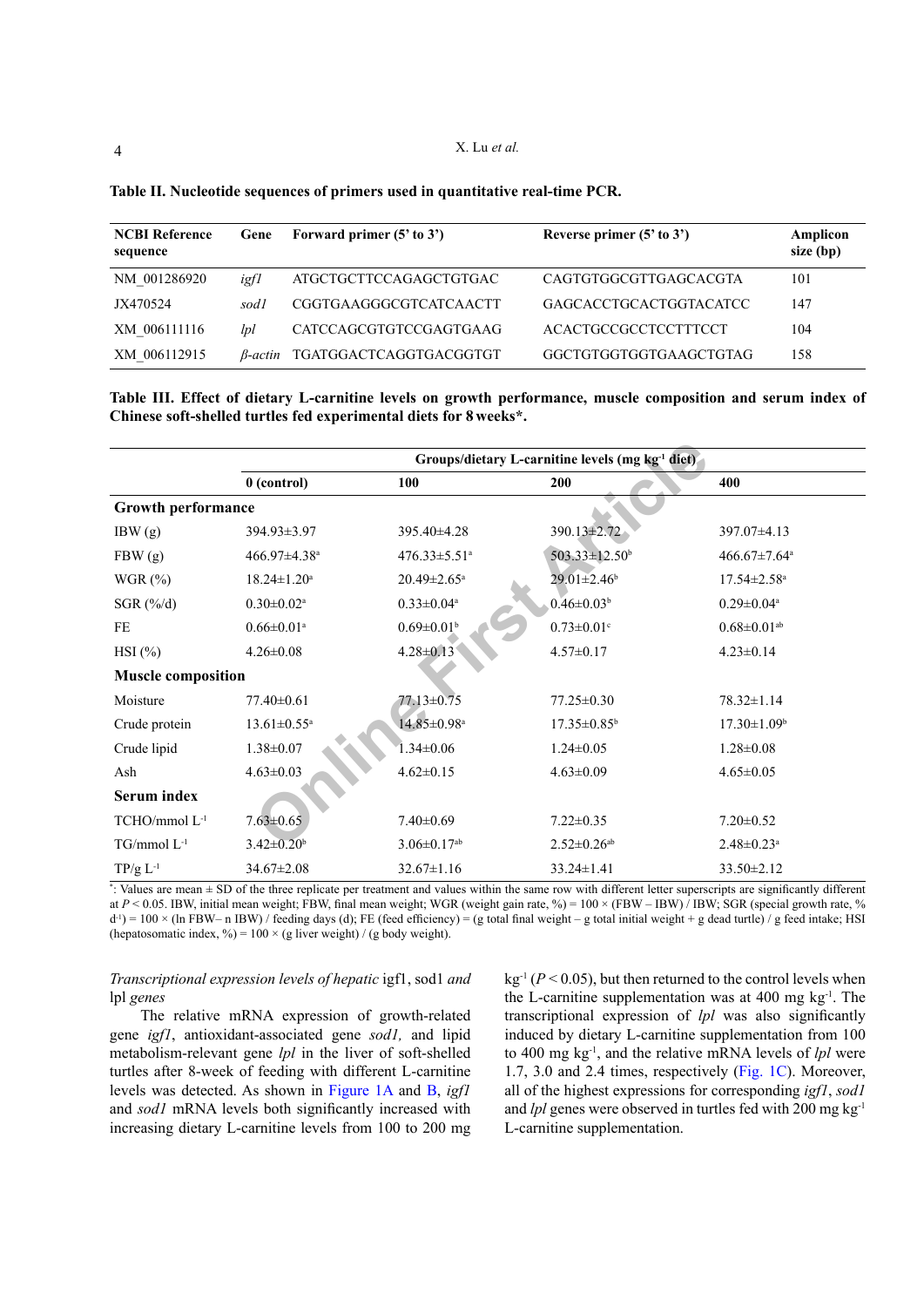**Table II. Nucleotide sequences of primers used in quantitative real-time PCR.**

| NCBI Reference sequence | Gene | Forward primer (5' to 3') | Reverse primer (5' to 3') | Amplicon size (bp) |
|---|---|---|---|---|
| NM_001286920 | *igf1* | ATGCTGCTTCCAGAGCTGTGAC | CAGTGTGGCGTTGAGCACGTA | 101 |
| JX470524 | *sod1* | CGGTGAAGGGCGTCATCAACTT | GAGCACCTGCACTGGTACATCC | 147 |
| XM_006111116 | *lpl* | CATCCAGCGTGTCCGAGTGAAG | ACACTGCCGCCTCCTTTCCT | 104 |
| XM_006112915 | *β-actin* | TGATGGACTCAGGTGACGGTGT | GGCTGTGGTGGTGAAGCTGTAG | 158 |

**Table III. Effect of dietary L-carnitine levels on growth performance, muscle composition and serum index of Chinese soft-shelled turtles fed experimental diets for 8 weeks\*.**

| | Groups/dietary L-carnitine levels (mg kg$^{-1}$ diet) | | | |
|---|---|---|---|---|
| | 0 (control) | 100 | 200 | 400 |
| **Growth performance** | | | | |
| IBW (g) | 394.93±3.97 | 395.40±4.28 | 390.13±2.72 | 397.07±4.13 |
| FBW (g) | 466.97±4.38$^{a}$ | 476.33±5.51$^{a}$ | 503.33±12.50$^{b}$ | 466.67±7.64$^{a}$ |
| WGR (%) | 18.24±1.20$^{a}$ | 20.49±2.65$^{a}$ | 29.01±2.46$^{b}$ | 17.54±2.58$^{a}$ |
| SGR (%/d) | 0.30±0.02$^{a}$ | 0.33±0.04$^{a}$ | 0.46±0.03$^{b}$ | 0.29±0.04$^{a}$ |
| FE | 0.66±0.01$^{a}$ | 0.69±0.01$^{b}$ | 0.73±0.01$^{c}$ | 0.68±0.01$^{ab}$ |
| HSI (%) | 4.26±0.08 | 4.28±0.13 | 4.57±0.17 | 4.23±0.14 |
| **Muscle composition** | | | | |
| Moisture | 77.40±0.61 | 77.13±0.75 | 77.25±0.30 | 78.32±1.14 |
| Crude protein | 13.61±0.55$^{a}$ | 14.85±0.98$^{a}$ | 17.35±0.85$^{b}$ | 17.30±1.09$^{b}$ |
| Crude lipid | 1.38±0.07 | 1.34±0.06 | 1.24±0.05 | 1.28±0.08 |
| Ash | 4.63±0.03 | 4.62±0.15 | 4.63±0.09 | 4.65±0.05 |
| **Serum index** | | | | |
| TCHO/mmol L$^{-1}$ | 7.63±0.65 | 7.40±0.69 | 7.22±0.35 | 7.20±0.52 |
| TG/mmol L$^{-1}$ | 3.42±0.20$^{b}$ | 3.06±0.17$^{ab}$ | 2.52±0.26$^{ab}$ | 2.48±0.23$^{a}$ |
| TP/g L$^{-1}$ | 34.67±2.08 | 32.67±1.16 | 33.24±1.41 | 33.50±2.12 |

\*: Values are mean ± SD of the three replicate per treatment and values within the same row with different letter superscripts are significantly different at $P < 0.05$. IBW, initial mean weight; FBW, final mean weight; WGR (weight gain rate, %) = 100 × (FBW – IBW) / IBW; SGR (special growth rate, % d$^{-1}$) = 100 × (ln FBW– n IBW) / feeding days (d); FE (feed efficiency) = (g total final weight – g total initial weight + g dead turtle) / g feed intake; HSI (hepatosomatic index, %) = 100 × (g liver weight) / (g body weight).

*Transcriptional expression levels of hepatic* igf1, sod1 *and* lpl *genes*

The relative mRNA expression of growth-related gene *igf1*, antioxidant-associated gene *sod1,* and lipid metabolism-relevant gene *lpl* in the liver of soft-shelled turtles after 8-week of feeding with different L-carnitine levels was detected. As shown in Figure 1A and B, *igf1* and *sod1* mRNA levels both significantly increased with increasing dietary L-carnitine levels from 100 to 200 mg kg$^{-1}$ ($P < 0.05$), but then returned to the control levels when the L-carnitine supplementation was at 400 mg kg$^{-1}$. The transcriptional expression of *lpl* was also significantly induced by dietary L-carnitine supplementation from 100 to 400 mg kg$^{-1}$, and the relative mRNA levels of *lpl* were 1.7, 3.0 and 2.4 times, respectively (Fig. 1C). Moreover, all of the highest expressions for corresponding *igf1*, *sod1* and *lpl* genes were observed in turtles fed with 200 mg kg$^{-1}$ L-carnitine supplementation.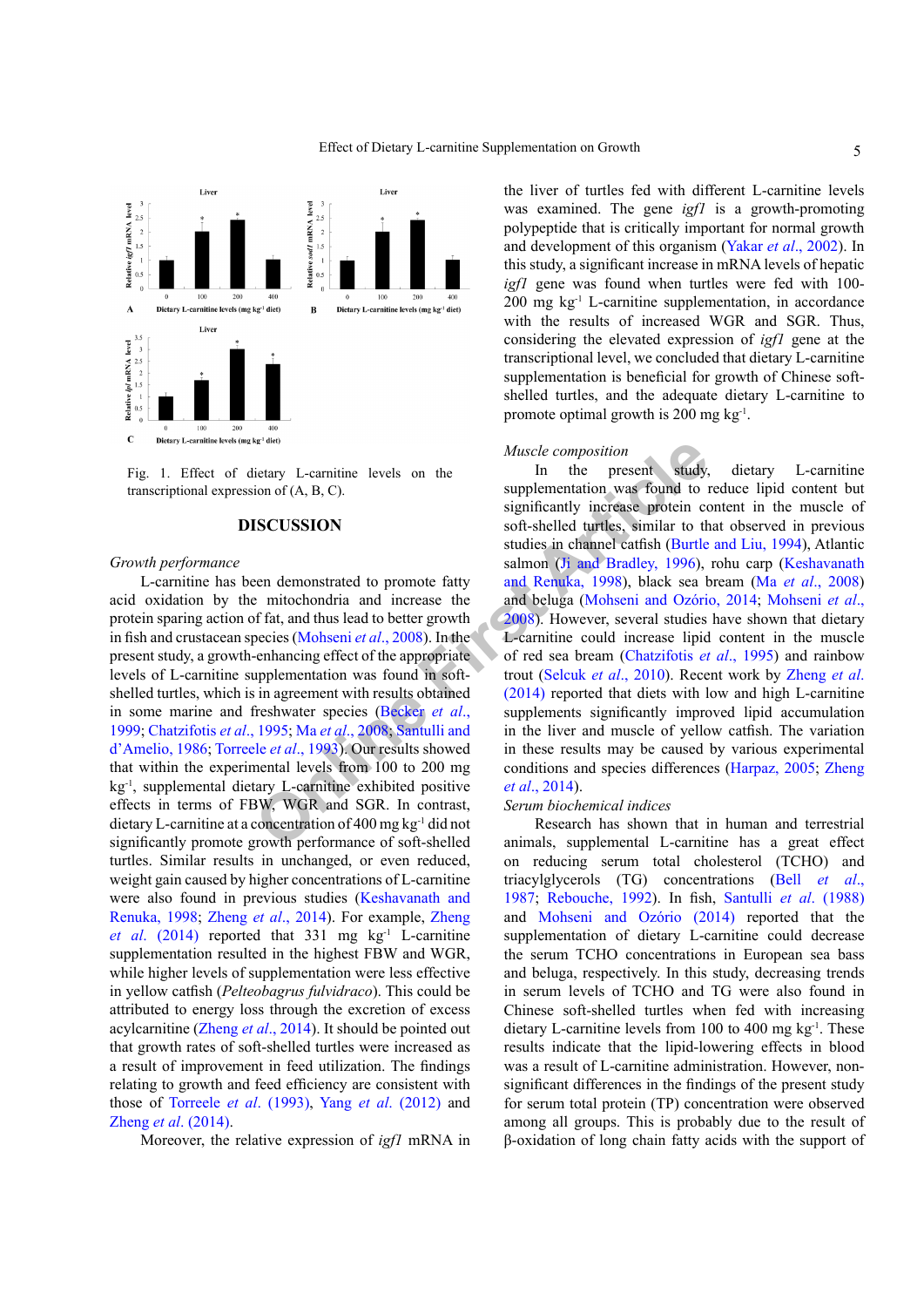Fig. 1. Effect of dietary L-carnitine levels on the transcriptional expression of (A, B, C).

## DISCUSSION

*Growth performance*

L-carnitine has been demonstrated to promote fatty acid oxidation by the mitochondria and increase the protein sparing action of fat, and thus lead to better growth in fish and crustacean species (Mohseni *et al*., 2008). In the present study, a growth-enhancing effect of the appropriate levels of L-carnitine supplementation was found in soft-shelled turtles, which is in agreement with results obtained in some marine and freshwater species (Becker *et al*., 1999; Chatzifotis *et al*., 1995; Ma *et al*., 2008; Santulli and d'Amelio, 1986; Torreele *et al*., 1993). Our results showed that within the experimental levels from 100 to 200 mg kg$^{-1}$, supplemental dietary L-carnitine exhibited positive effects in terms of FBW, WGR and SGR. In contrast, dietary L-carnitine at a concentration of 400 mg kg$^{-1}$ did not significantly promote growth performance of soft-shelled turtles. Similar results in unchanged, or even reduced, weight gain caused by higher concentrations of L-carnitine were also found in previous studies (Keshavanath and Renuka, 1998; Zheng *et al*., 2014). For example, Zheng *et al*. (2014) reported that 331 mg kg$^{-1}$ L-carnitine supplementation resulted in the highest FBW and WGR, while higher levels of supplementation were less effective in yellow catfish (*Pelteobagrus fulvidraco*). This could be attributed to energy loss through the excretion of excess acylcarnitine (Zheng *et al*., 2014). It should be pointed out that growth rates of soft-shelled turtles were increased as a result of improvement in feed utilization. The findings relating to growth and feed efficiency are consistent with those of Torreele *et al*. (1993), Yang *et al*. (2012) and Zheng *et al*. (2014).

Moreover, the relative expression of *igf1* mRNA in the liver of turtles fed with different L-carnitine levels was examined. The gene *igf1* is a growth-promoting polypeptide that is critically important for normal growth and development of this organism (Yakar *et al*., 2002). In this study, a significant increase in mRNA levels of hepatic *igf1* gene was found when turtles were fed with 100-200 mg kg$^{-1}$ L-carnitine supplementation, in accordance with the results of increased WGR and SGR. Thus, considering the elevated expression of *igf1* gene at the transcriptional level, we concluded that dietary L-carnitine supplementation is beneficial for growth of Chinese soft-shelled turtles, and the adequate dietary L-carnitine to promote optimal growth is 200 mg kg$^{-1}$.

*Muscle composition*

In the present study, dietary L-carnitine supplementation was found to reduce lipid content but significantly increase protein content in the muscle of soft-shelled turtles, similar to that observed in previous studies in channel catfish (Burtle and Liu, 1994), Atlantic salmon (Ji and Bradley, 1996), rohu carp (Keshavanath and Renuka, 1998), black sea bream (Ma *et al*., 2008) and beluga (Mohseni and Ozório, 2014; Mohseni *et al*., 2008). However, several studies have shown that dietary L-carnitine could increase lipid content in the muscle of red sea bream (Chatzifotis *et al*., 1995) and rainbow trout (Selcuk *et al*., 2010). Recent work by Zheng *et al*. (2014) reported that diets with low and high L-carnitine supplements significantly improved lipid accumulation in the liver and muscle of yellow catfish. The variation in these results may be caused by various experimental conditions and species differences (Harpaz, 2005; Zheng *et al*., 2014).

*Serum biochemical indices*

Research has shown that in human and terrestrial animals, supplemental L-carnitine has a great effect on reducing serum total cholesterol (TCHO) and triacylglycerols (TG) concentrations (Bell *et al*., 1987; Rebouche, 1992). In fish, Santulli *et al*. (1988) and Mohseni and Ozório (2014) reported that the supplementation of dietary L-carnitine could decrease the serum TCHO concentrations in European sea bass and beluga, respectively. In this study, decreasing trends in serum levels of TCHO and TG were also found in Chinese soft-shelled turtles when fed with increasing dietary L-carnitine levels from 100 to 400 mg kg$^{-1}$. These results indicate that the lipid-lowering effects in blood was a result of L-carnitine administration. However, non-significant differences in the findings of the present study for serum total protein (TP) concentration were observed among all groups. This is probably due to the result of β-oxidation of long chain fatty acids with the support of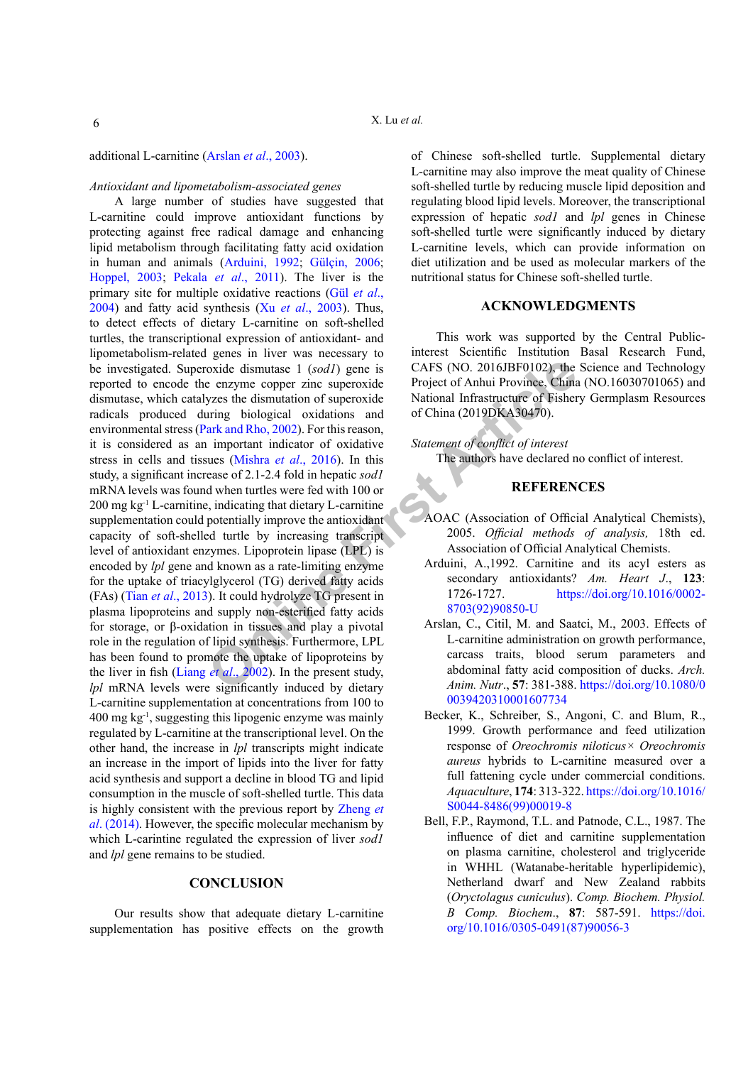additional L-carnitine (Arslan *et al*., 2003).

*Antioxidant and lipometabolism-associated genes*

A large number of studies have suggested that L-carnitine could improve antioxidant functions by protecting against free radical damage and enhancing lipid metabolism through facilitating fatty acid oxidation in human and animals (Arduini, 1992; Gülçin, 2006; Hoppel, 2003; Pekala *et al*., 2011). The liver is the primary site for multiple oxidative reactions (Gül *et al*., 2004) and fatty acid synthesis (Xu *et al*., 2003). Thus, to detect effects of dietary L-carnitine on soft-shelled turtles, the transcriptional expression of antioxidant- and lipometabolism-related genes in liver was necessary to be investigated. Superoxide dismutase 1 (*sod1*) gene is reported to encode the enzyme copper zinc superoxide dismutase, which catalyzes the dismutation of superoxide radicals produced during biological oxidations and environmental stress (Park and Rho, 2002). For this reason, it is considered as an important indicator of oxidative stress in cells and tissues (Mishra *et al*., 2016). In this study, a significant increase of 2.1-2.4 fold in hepatic *sod1* mRNA levels was found when turtles were fed with 100 or 200 mg $kg^{-1}$ L-carnitine, indicating that dietary L-carnitine supplementation could potentially improve the antioxidant capacity of soft-shelled turtle by increasing transcript level of antioxidant enzymes. Lipoprotein lipase (LPL) is encoded by *lpl* gene and known as a rate-limiting enzyme for the uptake of triacylglycerol (TG) derived fatty acids (FAs) (Tian *et al*., 2013). It could hydrolyze TG present in plasma lipoproteins and supply non-esterified fatty acids for storage, or β-oxidation in tissues and play a pivotal role in the regulation of lipid synthesis. Furthermore, LPL has been found to promote the uptake of lipoproteins by the liver in fish (Liang *et al*., 2002). In the present study, *lpl* mRNA levels were significantly induced by dietary L-carnitine supplementation at concentrations from 100 to 400 mg $kg^{-1}$, suggesting this lipogenic enzyme was mainly regulated by L-carnitine at the transcriptional level. On the other hand, the increase in *lpl* transcripts might indicate an increase in the import of lipids into the liver for fatty acid synthesis and support a decline in blood TG and lipid consumption in the muscle of soft-shelled turtle. This data is highly consistent with the previous report by Zheng *et al*. (2014). However, the specific molecular mechanism by which L-carintine regulated the expression of liver *sod1* and *lpl* gene remains to be studied.

## CONCLUSION

Our results show that adequate dietary L-carnitine supplementation has positive effects on the growth of Chinese soft-shelled turtle. Supplemental dietary L-carnitine may also improve the meat quality of Chinese soft-shelled turtle by reducing muscle lipid deposition and regulating blood lipid levels. Moreover, the transcriptional expression of hepatic *sod1* and *lpl* genes in Chinese soft-shelled turtle were significantly induced by dietary L-carnitine levels, which can provide information on diet utilization and be used as molecular markers of the nutritional status for Chinese soft-shelled turtle.

## ACKNOWLEDGMENTS

This work was supported by the Central Public-interest Scientific Institution Basal Research Fund, CAFS (NO. 2016JBF0102), the Science and Technology Project of Anhui Province, China (NO.16030701065) and National Infrastructure of Fishery Germplasm Resources of China (2019DKA30470).

*Statement of conflict of interest*

The authors have declared no conflict of interest.

## REFERENCES

AOAC (Association of Official Analytical Chemists), 2005. *Official methods of analysis*, 18th ed. Association of Official Analytical Chemists.

Arduini, A.,1992. Carnitine and its acyl esters as secondary antioxidants? *Am. Heart J*., **123**: 1726-1727. https://doi.org/10.1016/0002-8703(92)90850-U

Arslan, C., Citil, M. and Saatci, M., 2003. Effects of L-carnitine administration on growth performance, carcass traits, blood serum parameters and abdominal fatty acid composition of ducks. *Arch. Anim. Nutr*., **57**: 381-388. https://doi.org/10.1080/0039420310001607734

Becker, K., Schreiber, S., Angoni, C. and Blum, R., 1999. Growth performance and feed utilization response of *Oreochromis niloticus* × *Oreochromis aureus* hybrids to L-carnitine measured over a full fattening cycle under commercial conditions. *Aquaculture*, **174**: 313-322. https://doi.org/10.1016/S0044-8486(99)00019-8

Bell, F.P., Raymond, T.L. and Patnode, C.L., 1987. The influence of diet and carnitine supplementation on plasma carnitine, cholesterol and triglyceride in WHHL (Watanabe-heritable hyperlipidemic), Netherland dwarf and New Zealand rabbits (*Oryctolagus cuniculus*). *Comp. Biochem. Physiol. B Comp. Biochem*., **87**: 587-591. https://doi.org/10.1016/0305-0491(87)90056-3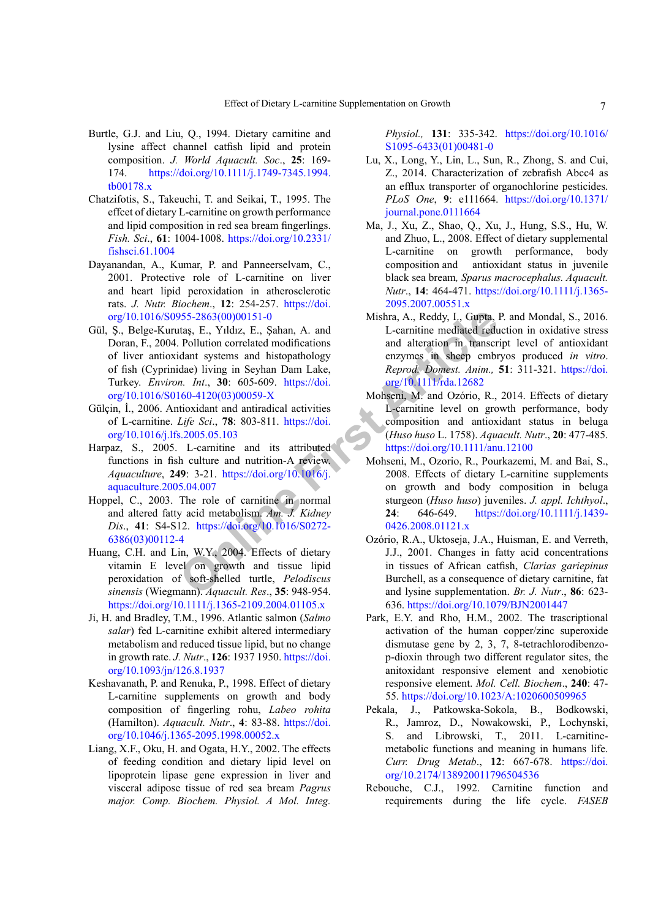Burtle, G.J. and Liu, Q., 1994. Dietary carnitine and lysine affect channel catfish lipid and protein composition. *J. World Aquacult. Soc*., **25**: 169-174. https://doi.org/10.1111/j.1749-7345.1994.tb00178.x

Chatzifotis, S., Takeuchi, T. and Seikai, T., 1995. The effcet of dietary L-carnitine on growth performance and lipid composition in red sea bream fingerlings. *Fish. Sci*., **61**: 1004-1008. https://doi.org/10.2331/fishsci.61.1004

Dayanandan, A., Kumar, P. and Panneerselvam, C., 2001. Protective role of L-carnitine on liver and heart lipid peroxidation in atherosclerotic rats. *J. Nutr. Biochem*., **12**: 254-257. https://doi.org/10.1016/S0955-2863(00)00151-0

Gül, Ş., Belge-Kurutaş, E., Yıldız, E., Şahan, A. and Doran, F., 2004. Pollution correlated modifications of liver antioxidant systems and histopathology of fish (Cyprinidae) living in Seyhan Dam Lake, Turkey. *Environ. Int*., **30**: 605-609. https://doi.org/10.1016/S0160-4120(03)00059-X

Gülçin, İ., 2006. Antioxidant and antiradical activities of L-carnitine. *Life Sci*., **78**: 803-811. https://doi.org/10.1016/j.lfs.2005.05.103

Harpaz, S., 2005. L-carnitine and its attributed functions in fish culture and nutrition-A review. *Aquaculture*, **249**: 3-21. https://doi.org/10.1016/j.aquaculture.2005.04.007

Hoppel, C., 2003. The role of carnitine in normal and altered fatty acid metabolism. *Am. J. Kidney Dis*., **41**: S4-S12. https://doi.org/10.1016/S0272-6386(03)00112-4

Huang, C.H. and Lin, W.Y., 2004. Effects of dietary vitamin E level on growth and tissue lipid peroxidation of soft-shelled turtle, *Pelodiscus sinensis* (Wiegmann). *Aquacult. Res*., **35**: 948-954. https://doi.org/10.1111/j.1365-2109.2004.01105.x

Ji, H. and Bradley, T.M., 1996. Atlantic salmon (*Salmo salar*) fed L-carnitine exhibit altered intermediary metabolism and reduced tissue lipid, but no change in growth rate. *J. Nutr*., **126**: 1937 1950. https://doi.org/10.1093/jn/126.8.1937

Keshavanath, P. and Renuka, P., 1998. Effect of dietary L-carnitine supplements on growth and body composition of fingerling rohu, *Labeo rohita* (Hamilton). *Aquacult. Nutr*., **4**: 83-88. https://doi.org/10.1046/j.1365-2095.1998.00052.x

Liang, X.F., Oku, H. and Ogata, H.Y., 2002. The effects of feeding condition and dietary lipid level on lipoprotein lipase gene expression in liver and visceral adipose tissue of red sea bream *Pagrus major*. *Comp. Biochem. Physiol. A Mol. Integ. Physiol.*, **131**: 335-342. https://doi.org/10.1016/S1095-6433(01)00481-0

Lu, X., Long, Y., Lin, L., Sun, R., Zhong, S. and Cui, Z., 2014. Characterization of zebrafish Abcc4 as an efflux transporter of organochlorine pesticides. *PLoS One*, **9**: e111664. https://doi.org/10.1371/journal.pone.0111664

Ma, J., Xu, Z., Shao, Q., Xu, J., Hung, S.S., Hu, W. and Zhuo, L., 2008. Effect of dietary supplemental L-carnitine on growth performance, body composition and antioxidant status in juvenile black sea bream, *Sparus macrocephalus. Aquacult. Nutr*., **14**: 464-471. https://doi.org/10.1111/j.1365-2095.2007.00551.x

Mishra, A., Reddy, I., Gupta, P. and Mondal, S., 2016. L-carnitine mediated reduction in oxidative stress and alteration in transcript level of antioxidant enzymes in sheep embryos produced *in vitro*. *Reprod. Domest. Anim.,* **51**: 311-321. https://doi.org/10.1111/rda.12682

Mohseni, M. and Ozório, R., 2014. Effects of dietary L-carnitine level on growth performance, body composition and antioxidant status in beluga (*Huso huso* L. 1758). *Aquacult. Nutr*., **20**: 477-485. https://doi.org/10.1111/anu.12100

Mohseni, M., Ozorio, R., Pourkazemi, M. and Bai, S., 2008. Effects of dietary L-carnitine supplements on growth and body composition in beluga sturgeon (*Huso huso*) juveniles. *J. appl. Ichthyol*., **24**: 646-649. https://doi.org/10.1111/j.1439-0426.2008.01121.x

Ozório, R.A., Uktoseja, J.A., Huisman, E. and Verreth, J.J., 2001. Changes in fatty acid concentrations in tissues of African catfish, *Clarias gariepinus* Burchell, as a consequence of dietary carnitine, fat and lysine supplementation. *Br. J. Nutr*., **86**: 623-636. https://doi.org/10.1079/BJN2001447

Park, E.Y. and Rho, H.M., 2002. The trascriptional activation of the human copper/zinc superoxide dismutase gene by 2, 3, 7, 8-tetrachlorodibenzo-p-dioxin through two different regulator sites, the anitoxidant responsive element and xenobiotic responsive element. *Mol. Cell. Biochem*., **240**: 47-55. https://doi.org/10.1023/A:1020600509965

Pekala, J., Patkowska-Sokola, B., Bodkowski, R., Jamroz, D., Nowakowski, P., Lochynski, S. and Librowski, T., 2011. L-carnitine-metabolic functions and meaning in humans life. *Curr. Drug Metab*., **12**: 667-678. https://doi.org/10.2174/138920011796504536

Rebouche, C.J., 1992. Carnitine function and requirements during the life cycle. *FASEB*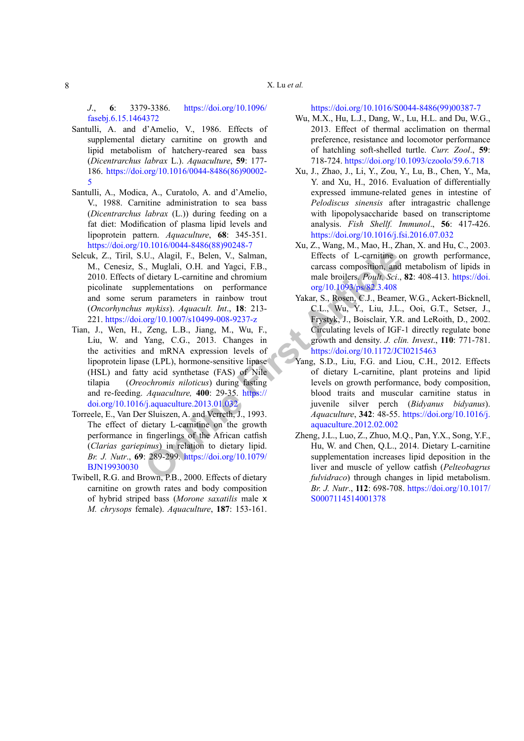*J.*, **6**: 3379-3386. https://doi.org/10.1096/fasebj.6.15.1464372

Santulli, A. and d'Amelio, V., 1986. Effects of supplemental dietary carnitine on growth and lipid metabolism of hatchery-reared sea bass (*Dicentrarchus labrax* L.). *Aquaculture*, **59**: 177-186. https://doi.org/10.1016/0044-8486(86)90002-5

Santulli, A., Modica, A., Curatolo, A. and d'Amelio, V., 1988. Carnitine administration to sea bass (*Dicentrarchus labrax* (L.)) during feeding on a fat diet: Modification of plasma lipid levels and lipoprotein pattern. *Aquaculture*, **68**: 345-351. https://doi.org/10.1016/0044-8486(88)90248-7

Selcuk, Z., Tiril, S.U., Alagil, F., Belen, V., Salman, M., Cenesiz, S., Muglali, O.H. and Yagci, F.B., 2010. Effects of dietary L-carnitine and chromium picolinate supplementations on performance and some serum parameters in rainbow trout (*Oncorhynchus mykiss*). *Aquacult. Int.*, **18**: 213-221. https://doi.org/10.1007/s10499-008-9237-z

Tian, J., Wen, H., Zeng, L.B., Jiang, M., Wu, F., Liu, W. and Yang, C.G., 2013. Changes in the activities and mRNA expression levels of lipoprotein lipase (LPL), hormone-sensitive lipase (HSL) and fatty acid synthetase (FAS) of Nile tilapia (*Oreochromis niloticus*) during fasting and re-feeding. *Aquaculture,* **400**: 29-35. https://doi.org/10.1016/j.aquaculture.2013.01.032

Torreele, E., Van Der Sluiszen, A. and Verreth, J., 1993. The effect of dietary L-carnitine on the growth performance in fingerlings of the African catfish (*Clarias gariepinus*) in relation to dietary lipid. *Br. J. Nutr.*, **69**: 289-299. https://doi.org/10.1079/BJN19930030

Twibell, R.G. and Brown, P.B., 2000. Effects of dietary carnitine on growth rates and body composition of hybrid striped bass (*Morone saxatilis* male x *M. chrysops* female). *Aquaculture*, **187**: 153-161. https://doi.org/10.1016/S0044-8486(99)00387-7

Wu, M.X., Hu, L.J., Dang, W., Lu, H.L. and Du, W.G., 2013. Effect of thermal acclimation on thermal preference, resistance and locomotor performance of hatchling soft-shelled turtle. *Curr. Zool.*, **59**: 718-724. https://doi.org/10.1093/czoolo/59.6.718

Xu, J., Zhao, J., Li, Y., Zou, Y., Lu, B., Chen, Y., Ma, Y. and Xu, H., 2016. Evaluation of differentially expressed immune-related genes in intestine of *Pelodiscus sinensis* after intragastric challenge with lipopolysaccharide based on transcriptome analysis. *Fish Shellf. Immunol.*, **56**: 417-426. https://doi.org/10.1016/j.fsi.2016.07.032

Xu, Z., Wang, M., Mao, H., Zhan, X. and Hu, C., 2003. Effects of L-carnitine on growth performance, carcass composition, and metabolism of lipids in male broilers. *Poult. Sci.*, **82**: 408-413. https://doi.org/10.1093/ps/82.3.408

Yakar, S., Rosen, C.J., Beamer, W.G., Ackert-Bicknell, C.L., Wu, Y., Liu, J.L., Ooi, G.T., Setser, J., Frystyk, J., Boisclair, Y.R. and LeRoith, D., 2002. Circulating levels of IGF-1 directly regulate bone growth and density. *J. clin. Invest.*, **110**: 771-781. https://doi.org/10.1172/JCI0215463

Yang, S.D., Liu, F.G. and Liou, C.H., 2012. Effects of dietary L-carnitine, plant proteins and lipid levels on growth performance, body composition, blood traits and muscular carnitine status in juvenile silver perch (*Bidyanus bidyanus*). *Aquaculture*, **342**: 48-55. https://doi.org/10.1016/j.aquaculture.2012.02.002

Zheng, J.L., Luo, Z., Zhuo, M.Q., Pan, Y.X., Song, Y.F., Hu, W. and Chen, Q.L., 2014. Dietary L-carnitine supplementation increases lipid deposition in the liver and muscle of yellow catfish (*Pelteobagrus fulvidraco*) through changes in lipid metabolism. *Br. J. Nutr.*, **112**: 698-708. https://doi.org/10.1017/S0007114514001378